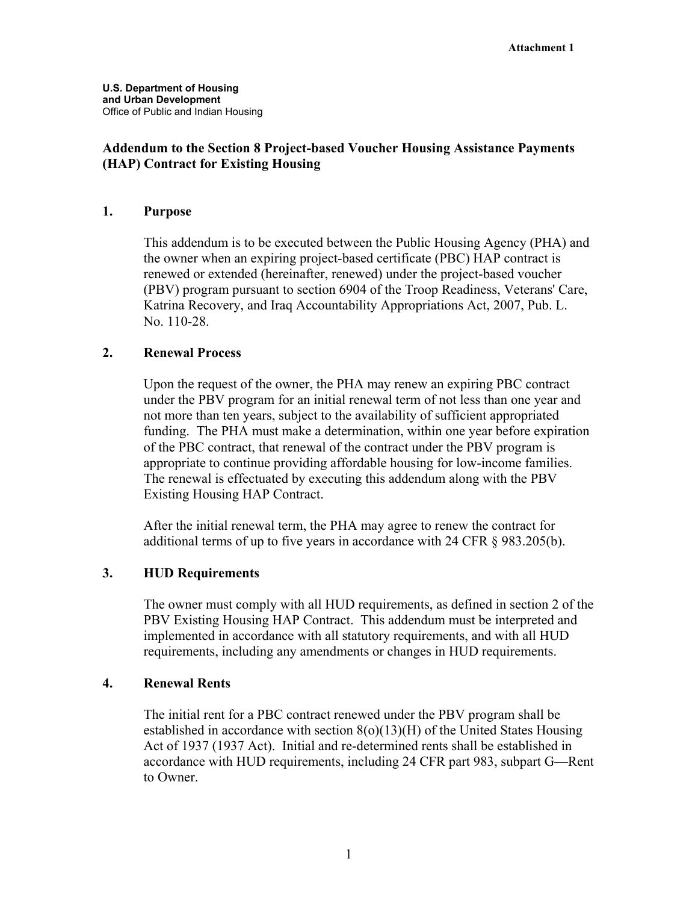Attachment 1

**U.S. Department of Housing and Urban Development**
Office of Public and Indian Housing

## Addendum to the Section 8 Project-based Voucher Housing Assistance Payments (HAP) Contract for Existing Housing

### 1. Purpose

This addendum is to be executed between the Public Housing Agency (PHA) and the owner when an expiring project-based certificate (PBC) HAP contract is renewed or extended (hereinafter, renewed) under the project-based voucher (PBV) program pursuant to section 6904 of the Troop Readiness, Veterans' Care, Katrina Recovery, and Iraq Accountability Appropriations Act, 2007, Pub. L. No. 110-28.

### 2. Renewal Process

Upon the request of the owner, the PHA may renew an expiring PBC contract under the PBV program for an initial renewal term of not less than one year and not more than ten years, subject to the availability of sufficient appropriated funding. The PHA must make a determination, within one year before expiration of the PBC contract, that renewal of the contract under the PBV program is appropriate to continue providing affordable housing for low-income families. The renewal is effectuated by executing this addendum along with the PBV Existing Housing HAP Contract.

After the initial renewal term, the PHA may agree to renew the contract for additional terms of up to five years in accordance with 24 CFR § 983.205(b).

### 3. HUD Requirements

The owner must comply with all HUD requirements, as defined in section 2 of the PBV Existing Housing HAP Contract. This addendum must be interpreted and implemented in accordance with all statutory requirements, and with all HUD requirements, including any amendments or changes in HUD requirements.

### 4. Renewal Rents

The initial rent for a PBC contract renewed under the PBV program shall be established in accordance with section 8(o)(13)(H) of the United States Housing Act of 1937 (1937 Act). Initial and re-determined rents shall be established in accordance with HUD requirements, including 24 CFR part 983, subpart G—Rent to Owner.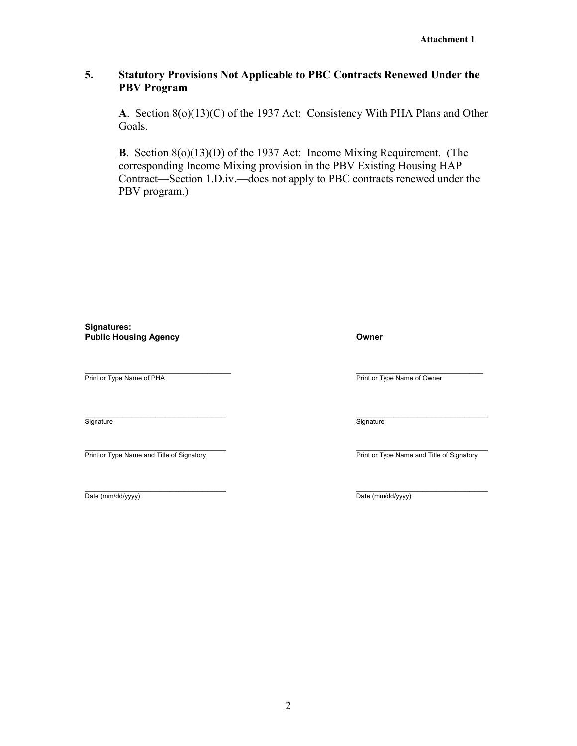## 5. Statutory Provisions Not Applicable to PBC Contracts Renewed Under the PBV Program

**A**. Section 8(o)(13)(C) of the 1937 Act: Consistency With PHA Plans and Other Goals.

**B**. Section 8(o)(13)(D) of the 1937 Act: Income Mixing Requirement. (The corresponding Income Mixing provision in the PBV Existing Housing HAP Contract—Section 1.D.iv.—does not apply to PBC contracts renewed under the PBV program.)

**Signatures:**

**Public Housing Agency**

\_\_\_\_\_\_\_\_\_\_\_\_\_\_\_\_\_\_\_\_\_\_\_\_\_\_\_\_\_\_\_\_\_\_\_\_
Print or Type Name of PHA

\_\_\_\_\_\_\_\_\_\_\_\_\_\_\_\_\_\_\_\_\_\_\_\_\_\_\_\_\_\_\_\_\_\_\_\_
Signature

\_\_\_\_\_\_\_\_\_\_\_\_\_\_\_\_\_\_\_\_\_\_\_\_\_\_\_\_\_\_\_\_\_\_\_\_
Print or Type Name and Title of Signatory

\_\_\_\_\_\_\_\_\_\_\_\_\_\_\_\_\_\_\_\_\_\_\_\_\_\_\_\_\_\_\_\_\_\_\_\_
Date (mm/dd/yyyy)

**Owner**

\_\_\_\_\_\_\_\_\_\_\_\_\_\_\_\_\_\_\_\_\_\_\_\_\_\_\_\_\_\_\_\_\_\_\_\_
Print or Type Name of Owner

\_\_\_\_\_\_\_\_\_\_\_\_\_\_\_\_\_\_\_\_\_\_\_\_\_\_\_\_\_\_\_\_\_\_\_\_
Signature

\_\_\_\_\_\_\_\_\_\_\_\_\_\_\_\_\_\_\_\_\_\_\_\_\_\_\_\_\_\_\_\_\_\_\_\_
Print or Type Name and Title of Signatory

\_\_\_\_\_\_\_\_\_\_\_\_\_\_\_\_\_\_\_\_\_\_\_\_\_\_\_\_\_\_\_\_\_\_\_\_
Date (mm/dd/yyyy)